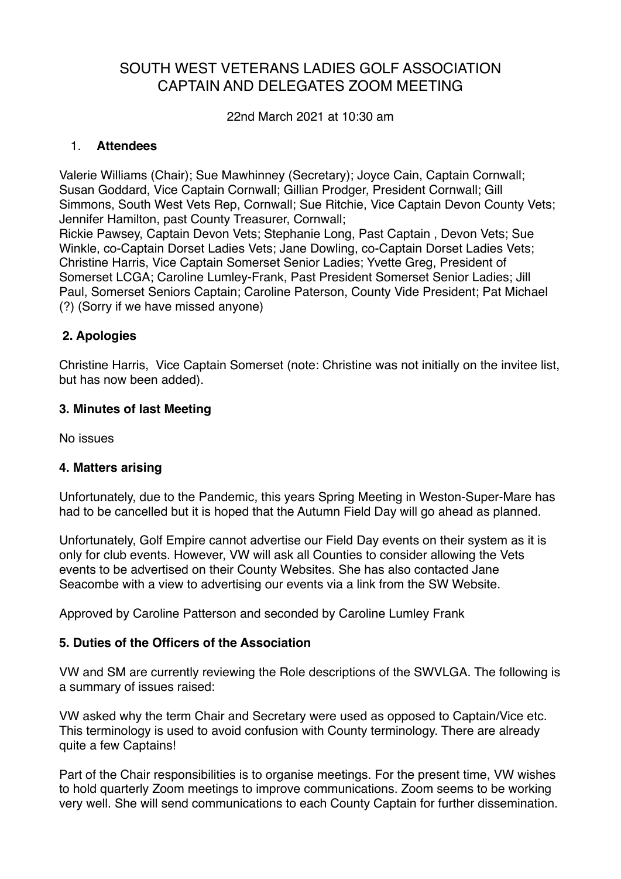# SOUTH WEST VETERANS LADIES GOLF ASSOCIATION
# CAPTAIN AND DELEGATES ZOOM MEETING

22nd March 2021 at 10:30 am

## 1. Attendees

Valerie Williams (Chair); Sue Mawhinney (Secretary); Joyce Cain, Captain Cornwall; Susan Goddard, Vice Captain Cornwall; Gillian Prodger, President Cornwall; Gill Simmons, South West Vets Rep, Cornwall; Sue Ritchie, Vice Captain Devon County Vets; Jennifer Hamilton, past County Treasurer, Cornwall;
Rickie Pawsey, Captain Devon Vets; Stephanie Long, Past Captain , Devon Vets; Sue Winkle, co-Captain Dorset Ladies Vets; Jane Dowling, co-Captain Dorset Ladies Vets; Christine Harris, Vice Captain Somerset Senior Ladies; Yvette Greg, President of Somerset LCGA; Caroline Lumley-Frank, Past President Somerset Senior Ladies; Jill Paul, Somerset Seniors Captain; Caroline Paterson, County Vide President; Pat Michael (?) (Sorry if we have missed anyone)

## 2. Apologies

Christine Harris, Vice Captain Somerset (note: Christine was not initially on the invitee list, but has now been added).

## 3. Minutes of last Meeting

No issues

## 4. Matters arising

Unfortunately, due to the Pandemic, this years Spring Meeting in Weston-Super-Mare has had to be cancelled but it is hoped that the Autumn Field Day will go ahead as planned.

Unfortunately, Golf Empire cannot advertise our Field Day events on their system as it is only for club events. However, VW will ask all Counties to consider allowing the Vets events to be advertised on their County Websites. She has also contacted Jane Seacombe with a view to advertising our events via a link from the SW Website.

Approved by Caroline Patterson and seconded by Caroline Lumley Frank

## 5. Duties of the Officers of the Association

VW and SM are currently reviewing the Role descriptions of the SWVLGA. The following is a summary of issues raised:

VW asked why the term Chair and Secretary were used as opposed to Captain/Vice etc. This terminology is used to avoid confusion with County terminology. There are already quite a few Captains!

Part of the Chair responsibilities is to organise meetings. For the present time, VW wishes to hold quarterly Zoom meetings to improve communications. Zoom seems to be working very well. She will send communications to each County Captain for further dissemination.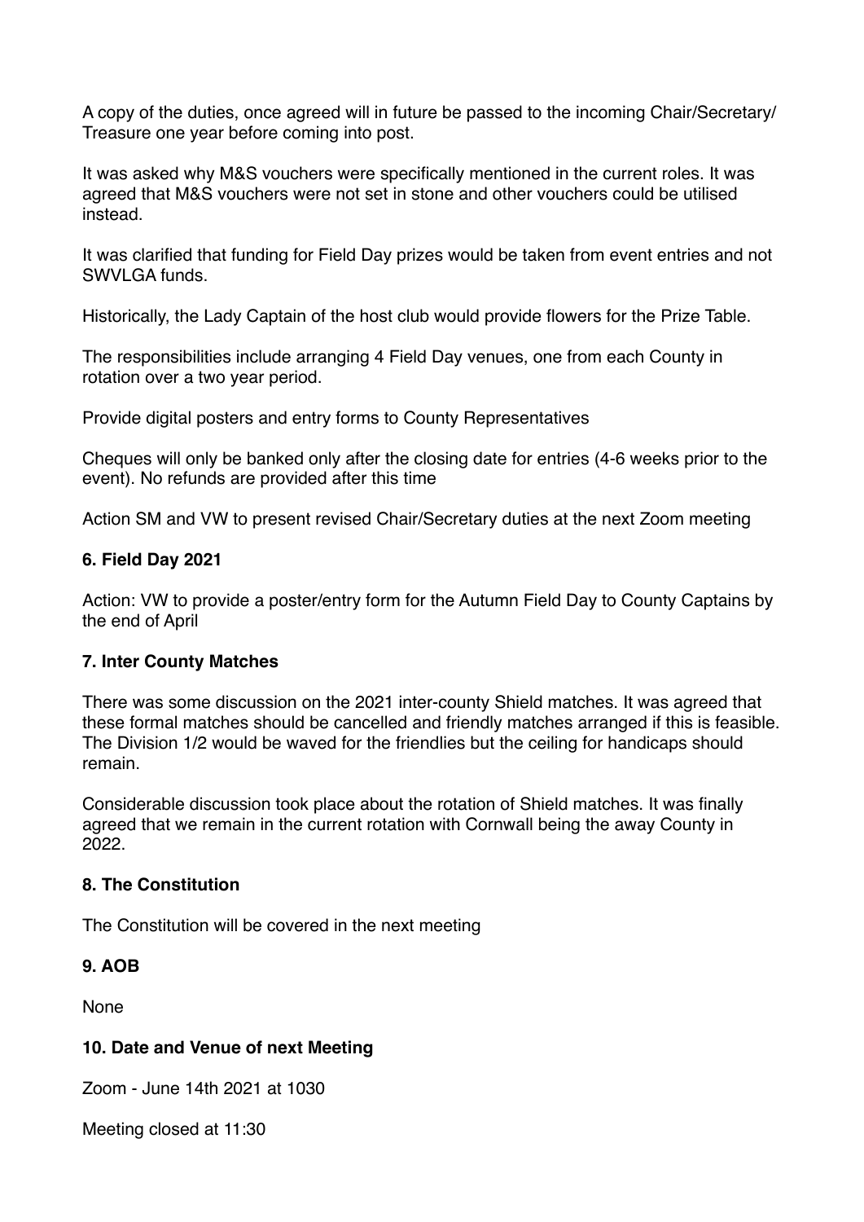A copy of the duties, once agreed will in future be passed to the incoming Chair/Secretary/ Treasure one year before coming into post.

It was asked why M&S vouchers were specifically mentioned in the current roles. It was agreed that M&S vouchers were not set in stone and other vouchers could be utilised instead.

It was clarified that funding for Field Day prizes would be taken from event entries and not SWVLGA funds.

Historically, the Lady Captain of the host club would provide flowers for the Prize Table.

The responsibilities include arranging 4 Field Day venues, one from each County in rotation over a two year period.

Provide digital posters and entry forms to County Representatives

Cheques will only be banked only after the closing date for entries (4-6 weeks prior to the event). No refunds are provided after this time

Action SM and VW to present revised Chair/Secretary duties at the next Zoom meeting

**6. Field Day 2021**

Action: VW to provide a poster/entry form for the Autumn Field Day to County Captains by the end of April

**7. Inter County Matches**

There was some discussion on the 2021 inter-county Shield matches. It was agreed that these formal matches should be cancelled and friendly matches arranged if this is feasible. The Division 1/2 would be waved for the friendlies but the ceiling for handicaps should remain.

Considerable discussion took place about the rotation of Shield matches. It was finally agreed that we remain in the current rotation with Cornwall being the away County in 2022.

**8. The Constitution**

The Constitution will be covered in the next meeting

**9. AOB**

None

**10. Date and Venue of next Meeting**

Zoom - June 14th 2021 at 1030

Meeting closed at 11:30